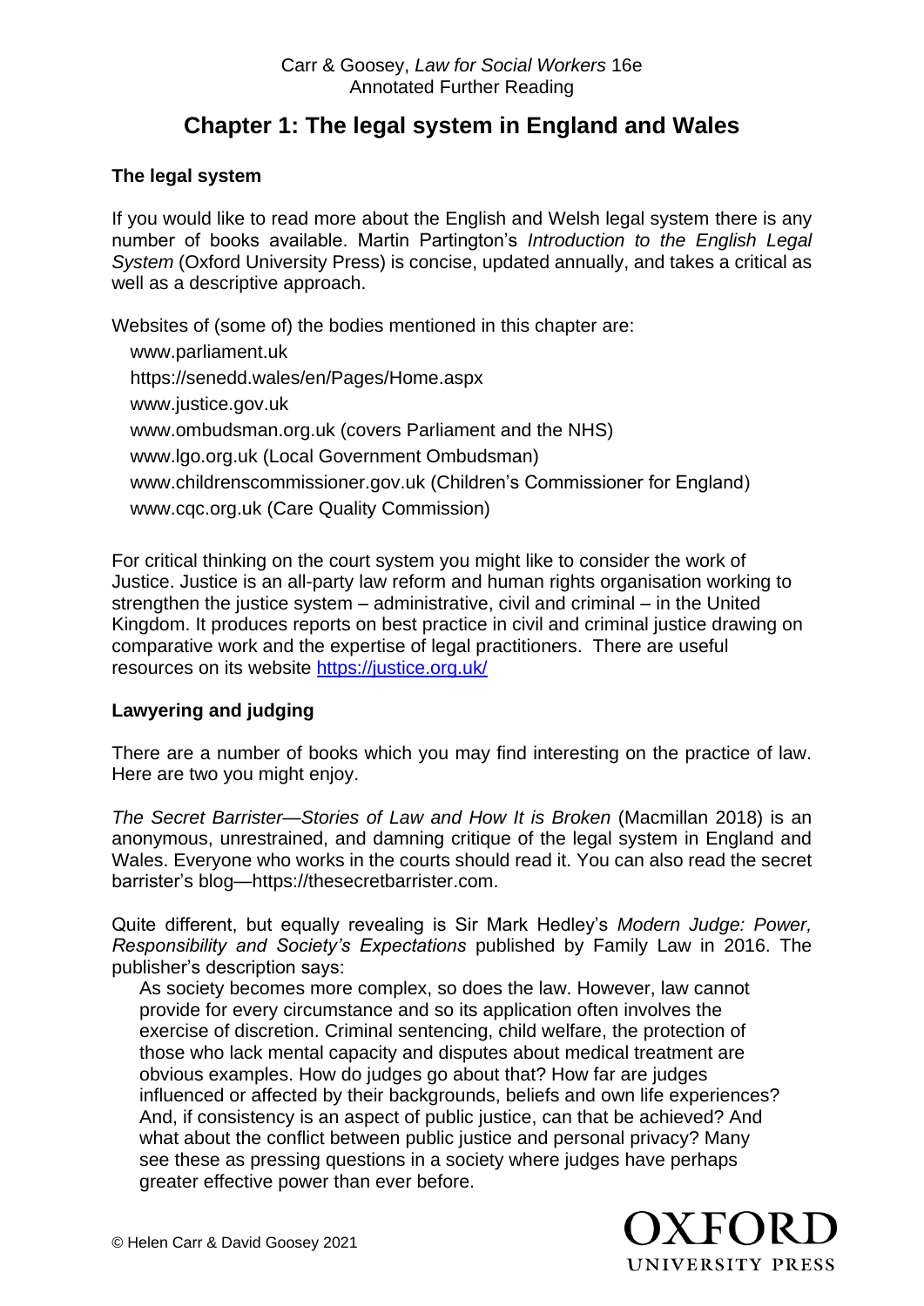# Chapter 1: The legal system in England and Wales

### The legal system

If you would like to read more about the English and Welsh legal system there is any number of books available. Martin Partington's *Introduction to the English Legal System* (Oxford University Press) is concise, updated annually, and takes a critical as well as a descriptive approach.

Websites of (some of) the bodies mentioned in this chapter are:

- www.parliament.uk
- https://senedd.wales/en/Pages/Home.aspx
- www.justice.gov.uk
- www.ombudsman.org.uk (covers Parliament and the NHS)
- www.lgo.org.uk (Local Government Ombudsman)
- www.childrenscommissioner.gov.uk (Children's Commissioner for England)
- www.cqc.org.uk (Care Quality Commission)

For critical thinking on the court system you might like to consider the work of Justice. Justice is an all-party law reform and human rights organisation working to strengthen the justice system – administrative, civil and criminal – in the United Kingdom. It produces reports on best practice in civil and criminal justice drawing on comparative work and the expertise of legal practitioners. There are useful resources on its website https://justice.org.uk/

### Lawyering and judging

There are a number of books which you may find interesting on the practice of law. Here are two you might enjoy.

*The Secret Barrister—Stories of Law and How It is Broken* (Macmillan 2018) is an anonymous, unrestrained, and damning critique of the legal system in England and Wales. Everyone who works in the courts should read it. You can also read the secret barrister's blog—https://thesecretbarrister.com.

Quite different, but equally revealing is Sir Mark Hedley's *Modern Judge: Power, Responsibility and Society's Expectations* published by Family Law in 2016. The publisher's description says:

> As society becomes more complex, so does the law. However, law cannot provide for every circumstance and so its application often involves the exercise of discretion. Criminal sentencing, child welfare, the protection of those who lack mental capacity and disputes about medical treatment are obvious examples. How do judges go about that? How far are judges influenced or affected by their backgrounds, beliefs and own life experiences? And, if consistency is an aspect of public justice, can that be achieved? And what about the conflict between public justice and personal privacy? Many see these as pressing questions in a society where judges have perhaps greater effective power than ever before.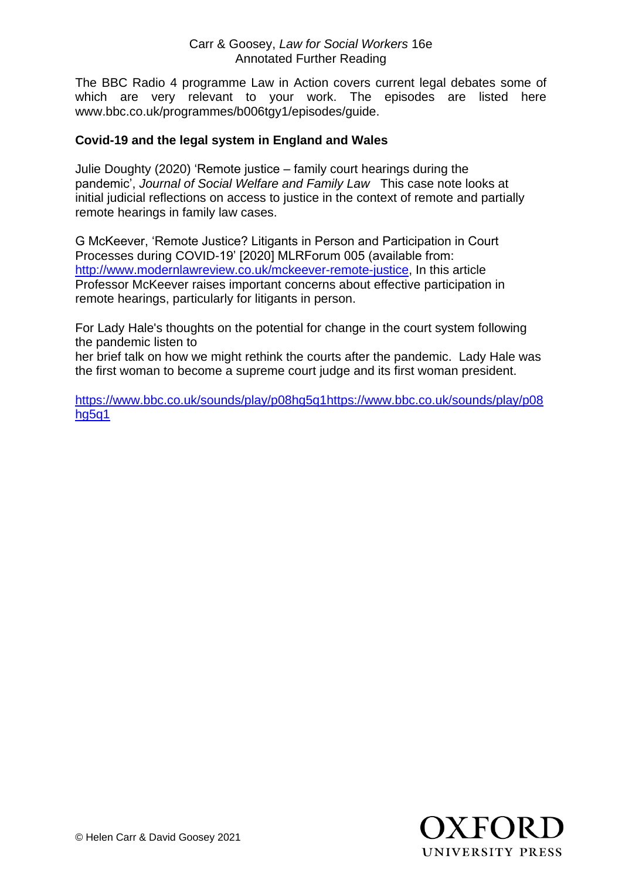The BBC Radio 4 programme Law in Action covers current legal debates some of which are very relevant to your work. The episodes are listed here www.bbc.co.uk/programmes/b006tgy1/episodes/guide.

**Covid-19 and the legal system in England and Wales**

Julie Doughty (2020) 'Remote justice – family court hearings during the pandemic', *Journal of Social Welfare and Family Law* This case note looks at initial judicial reflections on access to justice in the context of remote and partially remote hearings in family law cases.

G McKeever, 'Remote Justice? Litigants in Person and Participation in Court Processes during COVID-19' [2020] MLRForum 005 (available from: http://www.modernlawreview.co.uk/mckeever-remote-justice, In this article Professor McKeever raises important concerns about effective participation in remote hearings, particularly for litigants in person.

For Lady Hale's thoughts on the potential for change in the court system following the pandemic listen to
her brief talk on how we might rethink the courts after the pandemic. Lady Hale was the first woman to become a supreme court judge and its first woman president.

https://www.bbc.co.uk/sounds/play/p08hg5q1https://www.bbc.co.uk/sounds/play/p08hg5q1

© Helen Carr & David Goosey 2021